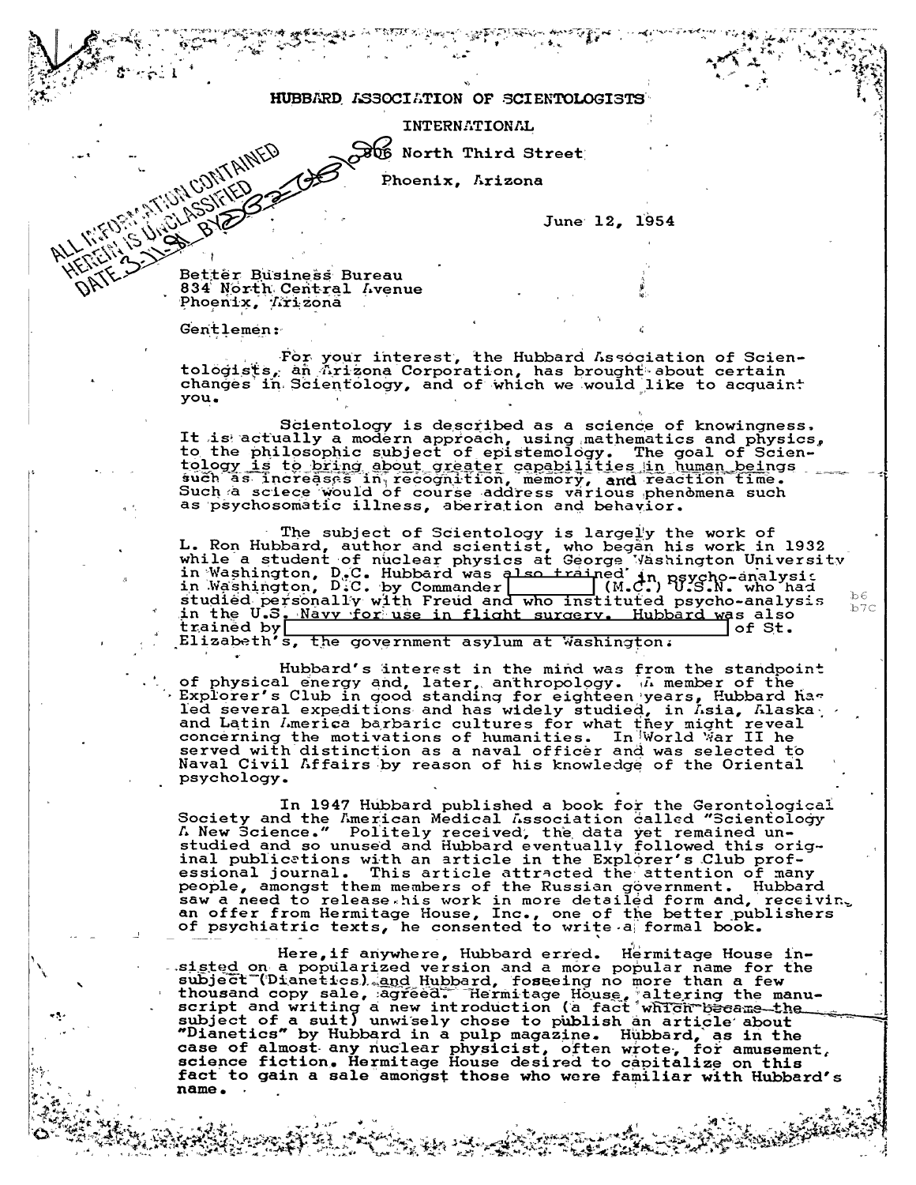HUBBARD ASSOCIATION OF SCIENTOLOGISTS

INTERNATIONAL

806 North Third Street

Phoenix, Arizona

ALL INFORMATION CONTAINED HEREIN IS UNCLASSIFIED DATE 3-11-81 BY

June 12, 1954

Better Business Bureau
834 North Central Avenue
Phoenix, Arizona

Gentlemen:

For your interest, the Hubbard Association of Scientologists, an Arizona Corporation, has brought about certain changes in Scientology, and of which we would like to acquaint you.

Scientology is described as a science of knowingness. It is actually a modern approach, using mathematics and physics, to the philosophic subject of epistemology. The goal of Scientology is to bring about greater capabilities in human beings such as increases in recognition, memory, and reaction time. Such a sciece would of course address various phenomena such as psychosomatic illness, aberration and behavior.

The subject of Scientology is largely the work of L. Ron Hubbard, author and scientist, who began his work in 1932 while a student of nuclear physics at George Washington University in Washington, D.C. Hubbard was also trained in psycho-analysis in Washington, D.C. by Commander [redacted] (M.C.) U.S.N. who had studied personally with Freud and who instituted psycho-analysis in the U.S. Navy for use in flight surgery. Hubbard was also trained by [redacted] of St. Elizabeth's, the government asylum at Washington.

b6
b7C

Hubbard's interest in the mind was from the standpoint of physical energy and, later, anthropology. A member of the Explorer's Club in good standing for eighteen years, Hubbard has led several expeditions and has widely studied, in Asia, Alaska, and Latin America barbaric cultures for what they might reveal concerning the motivations of humanities. In World War II he served with distinction as a naval officer and was selected to Naval Civil Affairs by reason of his knowledge of the Oriental psychology.

In 1947 Hubbard published a book for the Gerontological Society and the American Medical Association called "Scientology A New Science." Politely received, the data yet remained unstudied and so unused and Hubbard eventually followed this original publications with an article in the Explorer's Club professional journal. This article attracted the attention of many people, amongst them members of the Russian government. Hubbard saw a need to release his work in more detailed form and, receiving an offer from Hermitage House, Inc., one of the better publishers of psychiatric texts, he consented to write a formal book.

Here, if anywhere, Hubbard erred. Hermitage House insisted on a popularized version and a more popular name for the subject (Dianetics) and Hubbard, foseeing no more than a few thousand copy sale, agreed. Hermitage House, altering the manuscript and writing a new introduction (a fact which became the subject of a suit) unwisely chose to publish an article about "Dianetics" by Hubbard in a pulp magazine. Hubbard, as in the case of almost any nuclear physicist, often wrote, for amusement, science fiction. Hermitage House desired to capitalize on this fact to gain a sale amongst those who were familiar with Hubbard's name.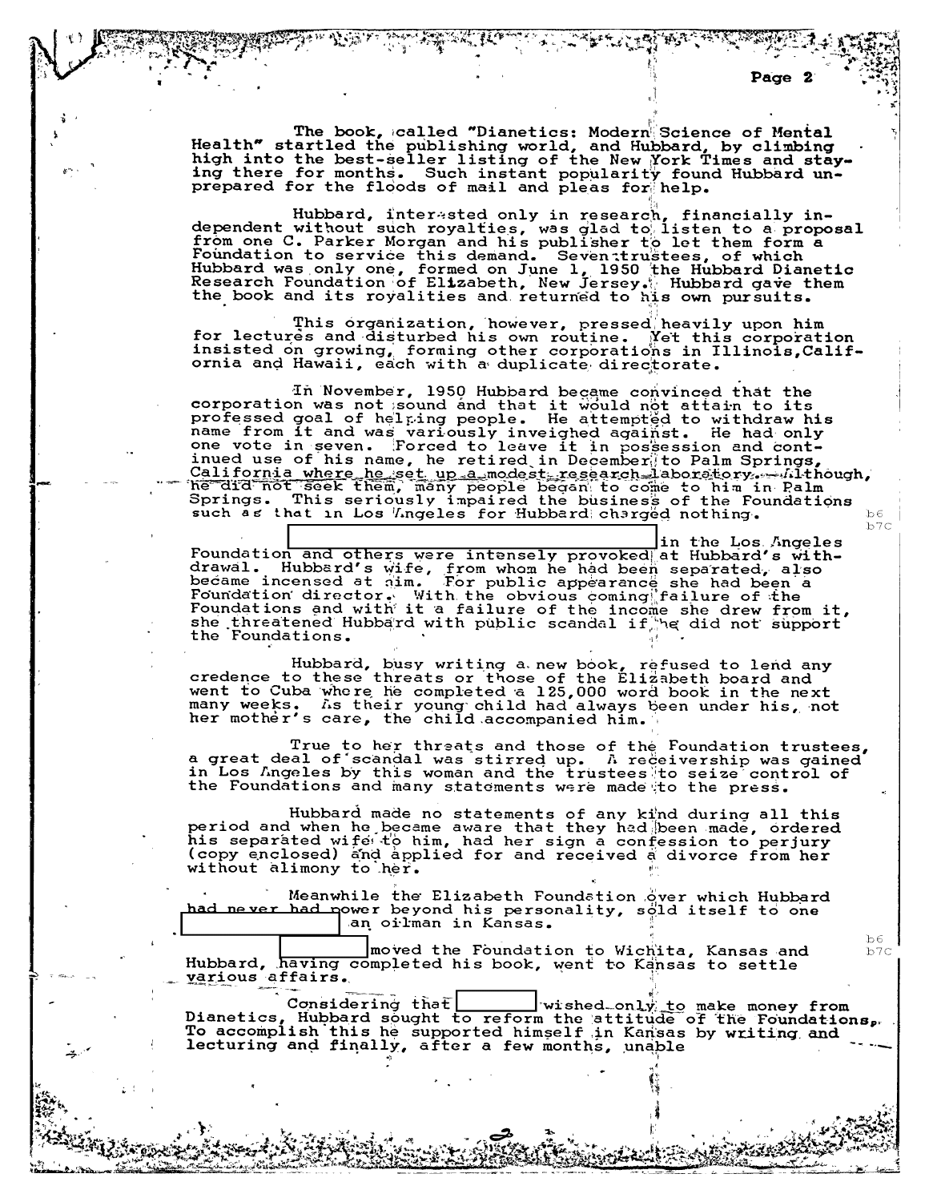The book, called "Dianetics: Modern Science of Mental Health" startled the publishing world, and Hubbard, by climbing high into the best-seller listing of the New York Times and staying there for months. Such instant popularity found Hubbard unprepared for the floods of mail and pleas for help.

Hubbard, interested only in research, financially independent without such royalties, was glad to listen to a proposal from one C. Parker Morgan and his publisher to let them form a Foundation to service this demand. Seven trustees, of which Hubbard was only one, formed on June 1, 1950 the Hubbard Dianetic Research Foundation of Elizabeth, New Jersey. Hubbard gave them the book and its royalities and returned to his own pursuits.

This organization, however, pressed heavily upon him for lectures and disturbed his own routine. Yet this corporation insisted on growing, forming other corporations in Illinois, California and Hawaii, each with a duplicate directorate.

In November, 1950 Hubbard became convinced that the corporation was not sound and that it would not attain to its professed goal of helping people. He attempted to withdraw his name from it and was variously inveighed against. He had only one vote in seven. Forced to leave it in possession and continued use of his name, he retired in December to Palm Springs, California where he set up a modest research laboratory. Although, he did not seek them, many people began to come to him in Palm Springs. This seriously impaired the business of the Foundations such as that in Los Angeles for Hubbard charged nothing.

[REDACTED] in the Los Angeles Foundation and others were intensely provoked at Hubbard's withdrawal. Hubbard's wife, from whom he had been separated, also became incensed at him. For public appearance she had been a Foundation director. With the obvious coming failure of the Foundations and with it a failure of the income she drew from it, she threatened Hubbard with public scandal if he did not support the Foundations.

b6
b7C

Hubbard, busy writing a new book, refused to lend any credence to these threats or those of the Elizabeth board and went to Cuba where he completed a 125,000 word book in the next many weeks. As their young child had always been under his, not her mother's care, the child accompanied him.

True to her threats and those of the Foundation trustees, a great deal of scandal was stirred up. A receivership was gained in Los Angeles by this woman and the trustees to seize control of the Foundations and many statements were made to the press.

Hubbard made no statements of any kind during all this period and when he became aware that they had been made, ordered his separated wife to him, had her sign a confession to perjury (copy enclosed) and applied for and received a divorce from her without alimony to her.

Meanwhile the Elizabeth Foundation over which Hubbard had never had power beyond his personality, sold itself to one [REDACTED] an oilman in Kansas.

[REDACTED] moved the Foundation to Wichita, Kansas and Hubbard, having completed his book, went to Kansas to settle various affairs.

b6
b7C

Considering that [REDACTED] wished only to make money from Dianetics, Hubbard sought to reform the attitude of the Foundations. To accomplish this he supported himself in Kansas by writing and lecturing and finally, after a few months, unable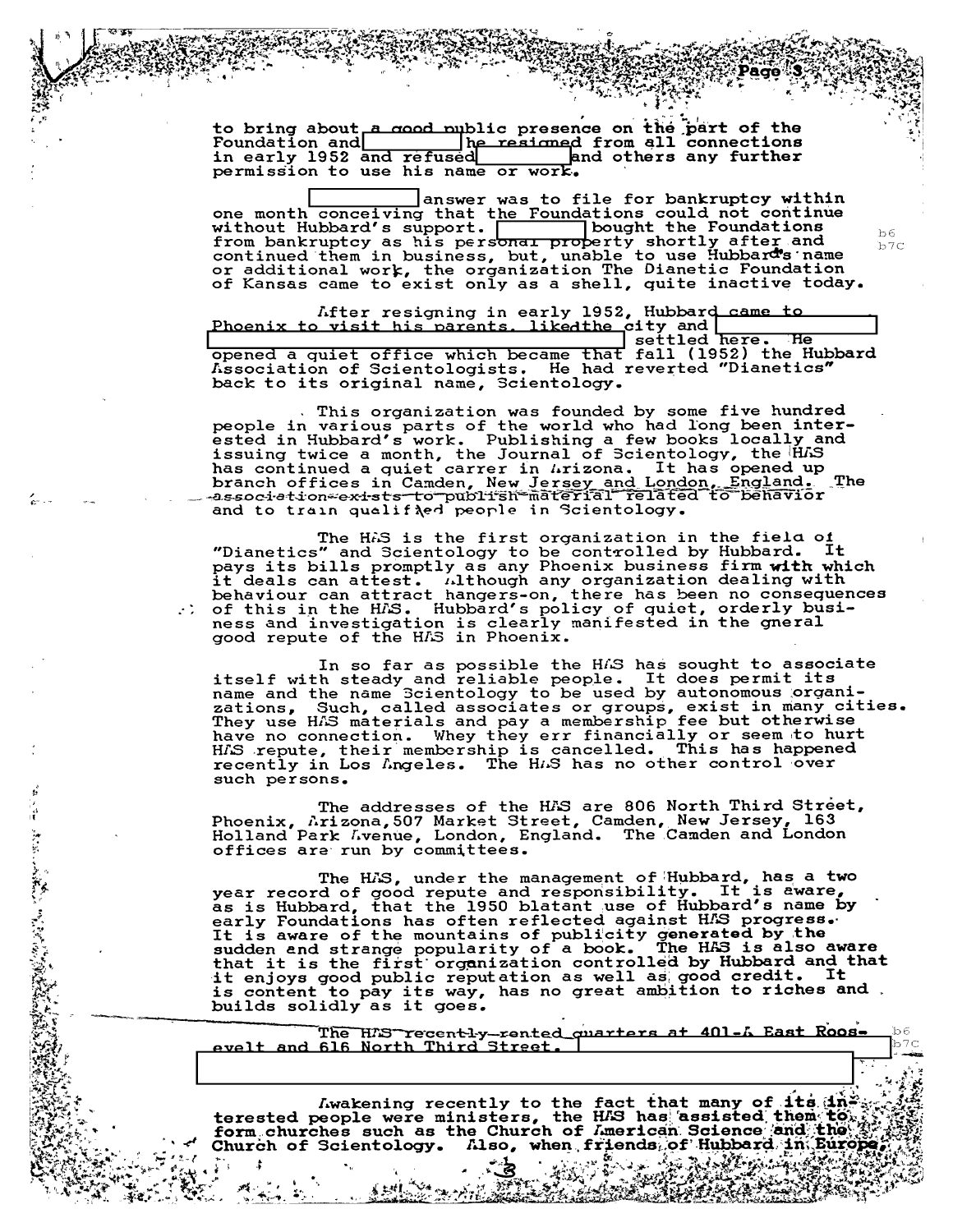to bring about a good public presence on the part of the Foundation and [redacted] he resigned from all connections in early 1952 and refused [redacted] and others any further permission to use his name or work.

[redacted] answer was to file for bankruptcy within one month conceiving that the Foundations could not continue without Hubbard's support. [redacted] bought the Foundations from bankruptcy as his personal property shortly after and continued them in business, but, unable to use Hubbard's name or additional work, the organization The Dianetic Foundation of Kansas came to exist only as a shell, quite inactive today.

b6
b7C

After resigning in early 1952, Hubbard came to Phoenix to visit his parents, likedthe city and [redacted] [redacted] settled here. He opened a quiet office which became that fall (1952) the Hubbard Association of Scientologists. He had reverted "Dianetics" back to its original name, Scientology.

This organization was founded by some five hundred people in various parts of the world who had long been interested in Hubbard's work. Publishing a few books locally and issuing twice a month, the Journal of Scientology, the HAS has continued a quiet carrer in Arizona. It has opened up branch offices in Camden, New Jersey and London, England. The association exists to publish material related to behavior and to train qualified people in Scientology.

The HAS is the first organization in the field of "Dianetics" and Scientology to be controlled by Hubbard. It pays its bills promptly as any Phoenix business firm with which it deals can attest. Although any organization dealing with behaviour can attract hangers-on, there has been no consequences of this in the HAS. Hubbard's policy of quiet, orderly business and investigation is clearly manifested in the gneral good repute of the HAS in Phoenix.

In so far as possible the HAS has sought to associate itself with steady and reliable people. It does permit its name and the name Scientology to be used by autonomous organizations, Such, called associates or groups, exist in many cities. They use HAS materials and pay a membership fee but otherwise have no connection. Whey they err financially or seem to hurt HAS repute, their membership is cancelled. This has happened recently in Los Angeles. The HAS has no other control over such persons.

The addresses of the HAS are 806 North Third Street, Phoenix, Arizona, 507 Market Street, Camden, New Jersey, 163 Holland Park Avenue, London, England. The Camden and London offices are run by committees.

The HAS, under the management of Hubbard, has a two year record of good repute and responsibility. It is aware, as is Hubbard, that the 1950 blatant use of Hubbard's name by early Foundations has often reflected against HAS progress. It is aware of the mountains of publicity generated by the sudden and strange popularity of a book. The HAS is also aware that it is the first organization controlled by Hubbard and that it enjoys good public reputation as well as good credit. It is content to pay its way, has no great ambition to riches and builds solidly as it goes.

The HAS recently rented quarters at 401-A East Roosevelt and 616 North Third Street. [redacted]
[redacted]

b6
b7C

Awakening recently to the fact that many of its interested people were ministers, the HAS has assisted them to form churches such as the Church of American Science and the Church of Scientology. Also, when friends of Hubbard in Europe,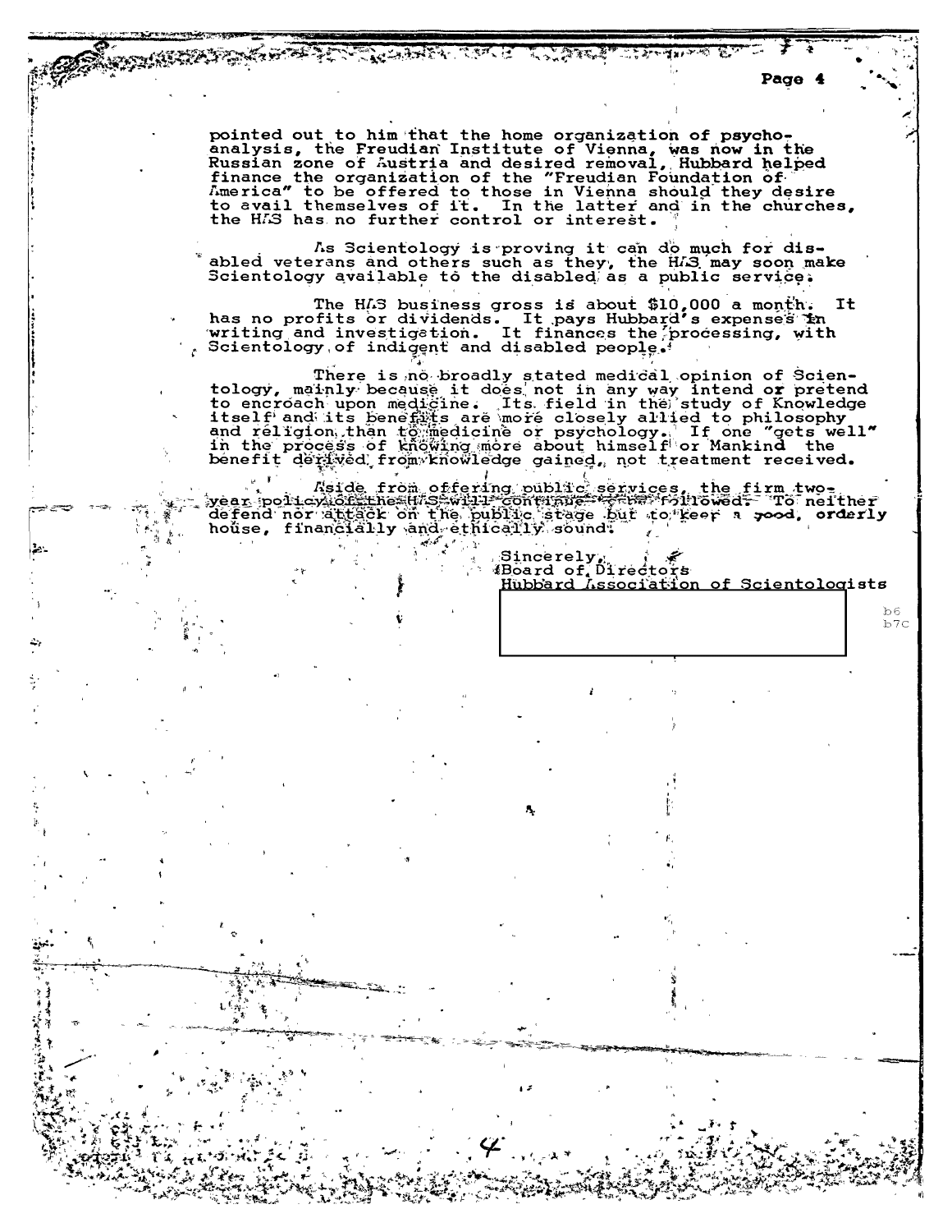pointed out to him that the home organization of psycho-analysis, the Freudian Institute of Vienna, was now in the Russian zone of Austria and desired removal, Hubbard helped finance the organization of the "Freudian Foundation of America" to be offered to those in Vienna should they desire to avail themselves of it. In the latter and in the churches, the HAS has no further control or interest.

As Scientology is proving it can do much for disabled veterans and others such as they, the HAS may soon make Scientology available to the disabled as a public service.

The HAS business gross is about $10,000 a month. It has no profits or dividends. It pays Hubbard's expenses in writing and investigation. It finances the processing, with Scientology of indigent and disabled people.

There is no broadly stated medical opinion of Scientology, mainly because it does not in any way intend or pretend to encroach upon medicine. Its field in the study of Knowledge itself and its benefits are more closely allied to philosophy and religion than to medicine or psychology. If one "gets well" in the process of knowing more about himself or Mankind the benefit derived from knowledge gained, not treatment received.

Aside from offering public services, the firm two-year policy of the HAS will continue to be followed. To neither defend nor attack on the public stage but to keep a good, orderly house, financially and ethically sound.

Sincerely,
Board of Directors
Hubbard Association of Scientologists

b6
b7C